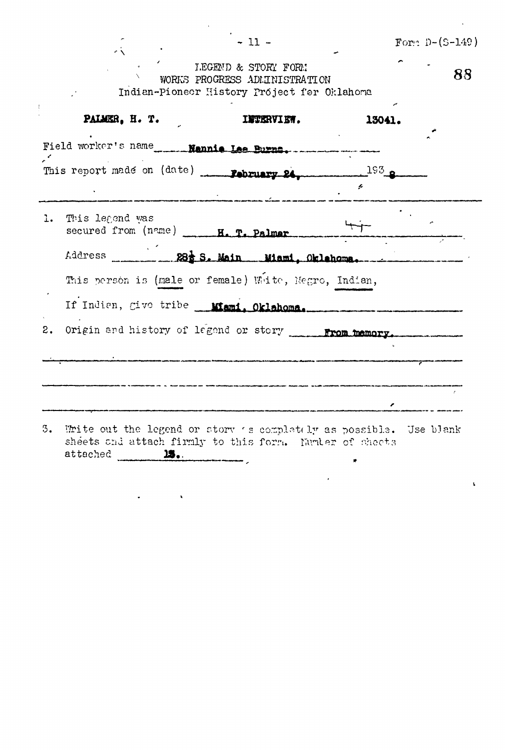Form D-(S-149)

LEGEND & STORY FORM
WORKS PROGRESS ADMINISTRATION
Indian-Pioneer History Project for Oklahoma

**PALMER, H. T.** **INTERVIEW.** **13041.**

Field worker's name **Nannie Lee Burns.**

This report made on (date) **February 24,** 193**8**

1. This legend was secured from (name) **H. T. Palmer**

   Address **28½ S. Main Miami, Oklahoma.**

   This person is (male or female) White, Negro, Indian,

   If Indian, give tribe **Miami, Oklahoma.**

2. Origin and history of legend or story **From memory.**

3. Write out the legend or story as completely as possible. Use blank sheets and attach firmly to this form. Number of sheets attached **13.**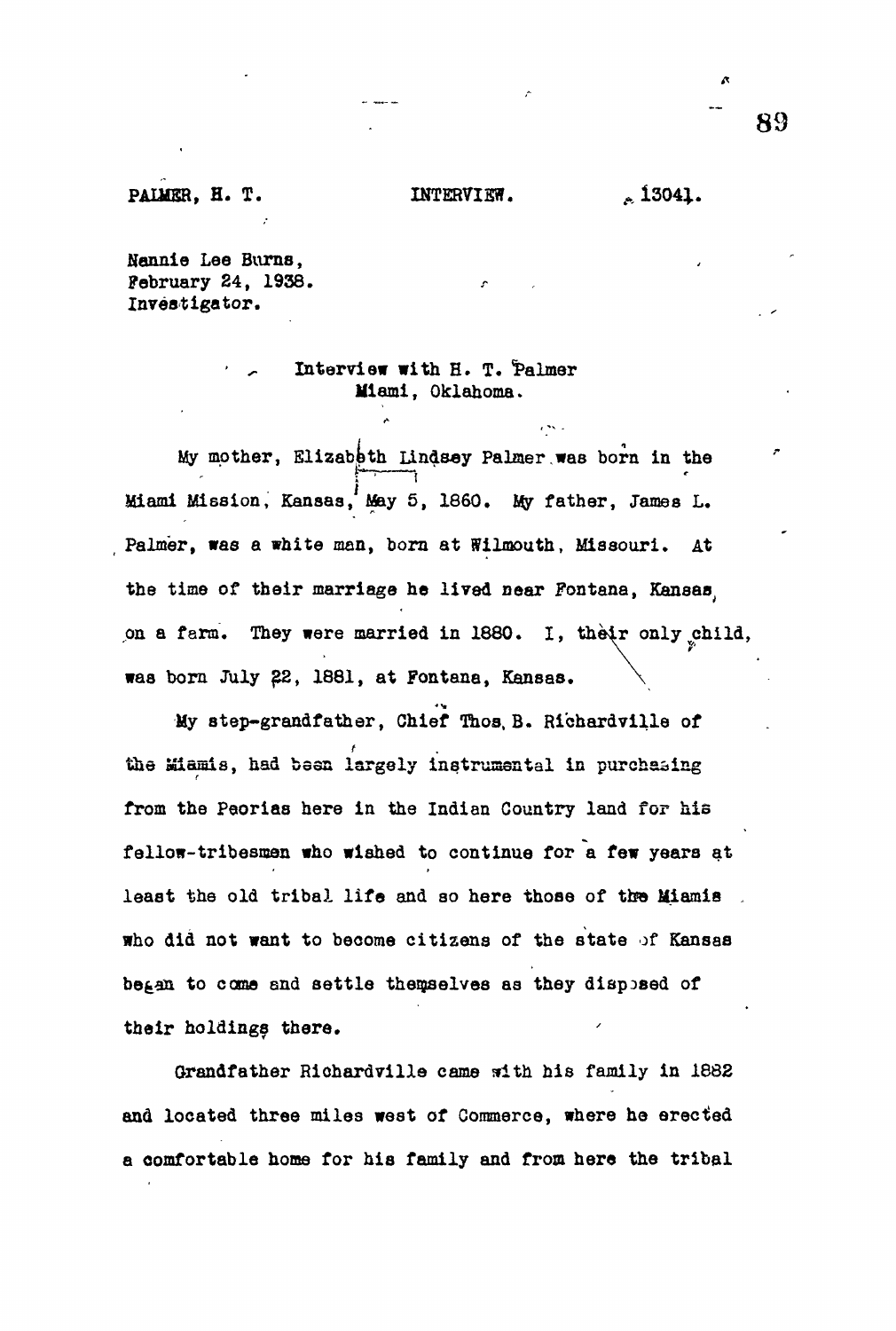PALMER, H. T. INTERVIEW. 13041.

Nannie Lee Burns,
February 24, 1938.
Investigator.

Interview with H. T. Palmer
Miami, Oklahoma.

My mother, Elizabeth Lindsey Palmer was born in the Miami Mission, Kansas, May 5, 1860. My father, James L. Palmer, was a white man, born at Wilmouth, Missouri. At the time of their marriage he lived near Fontana, Kansas, on a farm. They were married in 1880. I, their only child, was born July 22, 1881, at Fontana, Kansas.

My step-grandfather, Chief Thos. B. Richardville of the Miamis, had been largely instrumental in purchasing from the Peorias here in the Indian Country land for his fellow-tribesmen who wished to continue for a few years at least the old tribal life and so here those of the Miamis who did not want to become citizens of the state of Kansas began to come and settle themselves as they disposed of their holdings there.

Grandfather Richardville came with his family in 1882 and located three miles west of Commerce, where he erected a comfortable home for his family and from here the tribal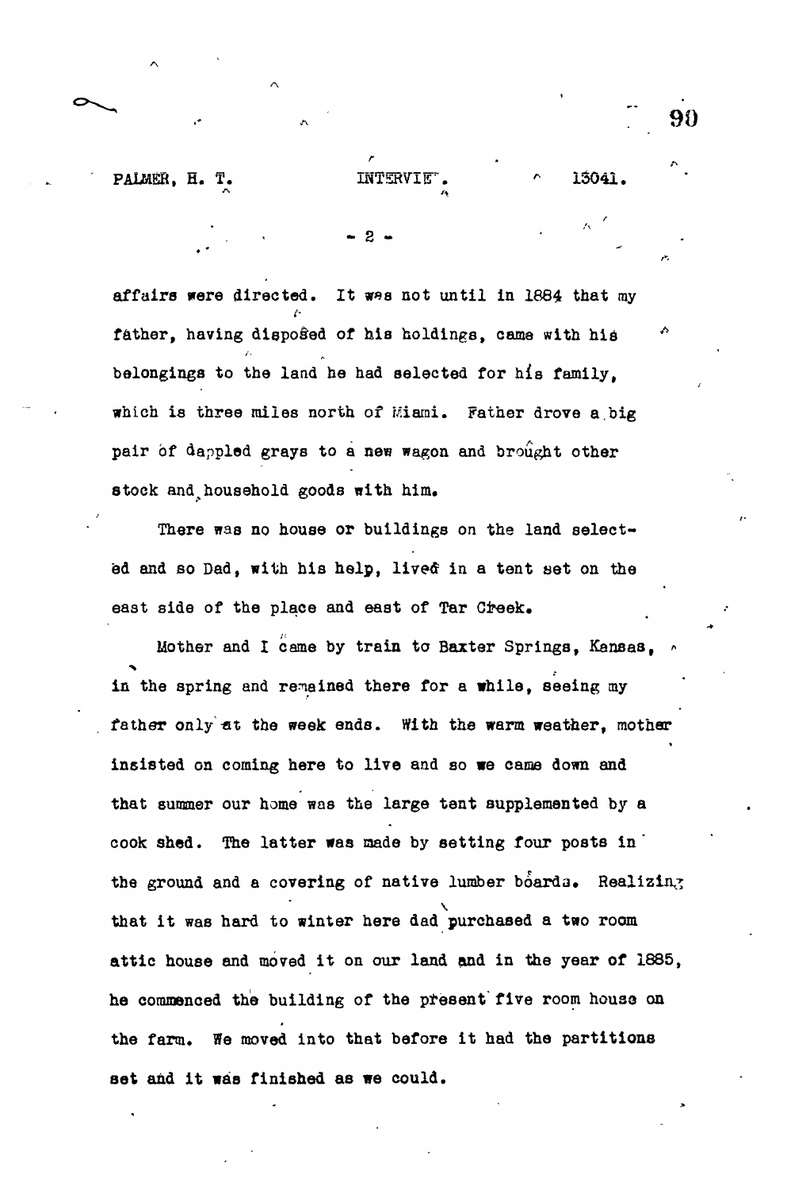affairs were directed. It was not until in 1884 that my father, having disposed of his holdings, came with his belongings to the land he had selected for his family, which is three miles north of Miami. Father drove a big pair of dappled grays to a new wagon and brought other stock and household goods with him.

There was no house or buildings on the land selected and so Dad, with his help, lived in a tent set on the east side of the place and east of Tar Creek.

Mother and I came by train to Baxter Springs, Kansas, in the spring and remained there for a while, seeing my father only at the week ends. With the warm weather, mother insisted on coming here to live and so we came down and that summer our home was the large tent supplemented by a cook shed. The latter was made by setting four posts in the ground and a covering of native lumber boards. Realizing that it was hard to winter here dad purchased a two room attic house and moved it on our land and in the year of 1885, he commenced the building of the present five room house on the farm. We moved into that before it had the partitions set and it was finished as we could.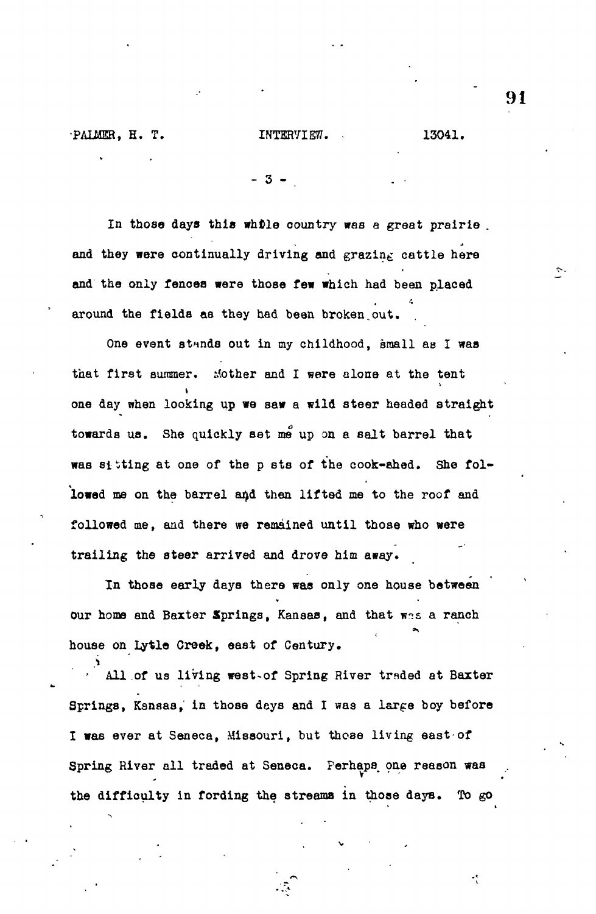In those days this whole country was a great prairie and they were continually driving and grazing cattle here and the only fences were those few which had been placed around the fields as they had been broken out.

One event stands out in my childhood, small as I was that first summer. Mother and I were alone at the tent one day when looking up we saw a wild steer headed straight towards us. She quickly set me up on a salt barrel that was sitting at one of the posts of the cook-shed. She followed me on the barrel and then lifted me to the roof and followed me, and there we remained until those who were trailing the steer arrived and drove him away.

In those early days there was only one house between our home and Baxter Springs, Kansas, and that was a ranch house on Lytle Creek, east of Century.

All of us living west of Spring River traded at Baxter Springs, Kansas, in those days and I was a large boy before I was ever at Seneca, Missouri, but those living east of Spring River all traded at Seneca. Perhaps one reason was the difficulty in fording the streams in those days. To go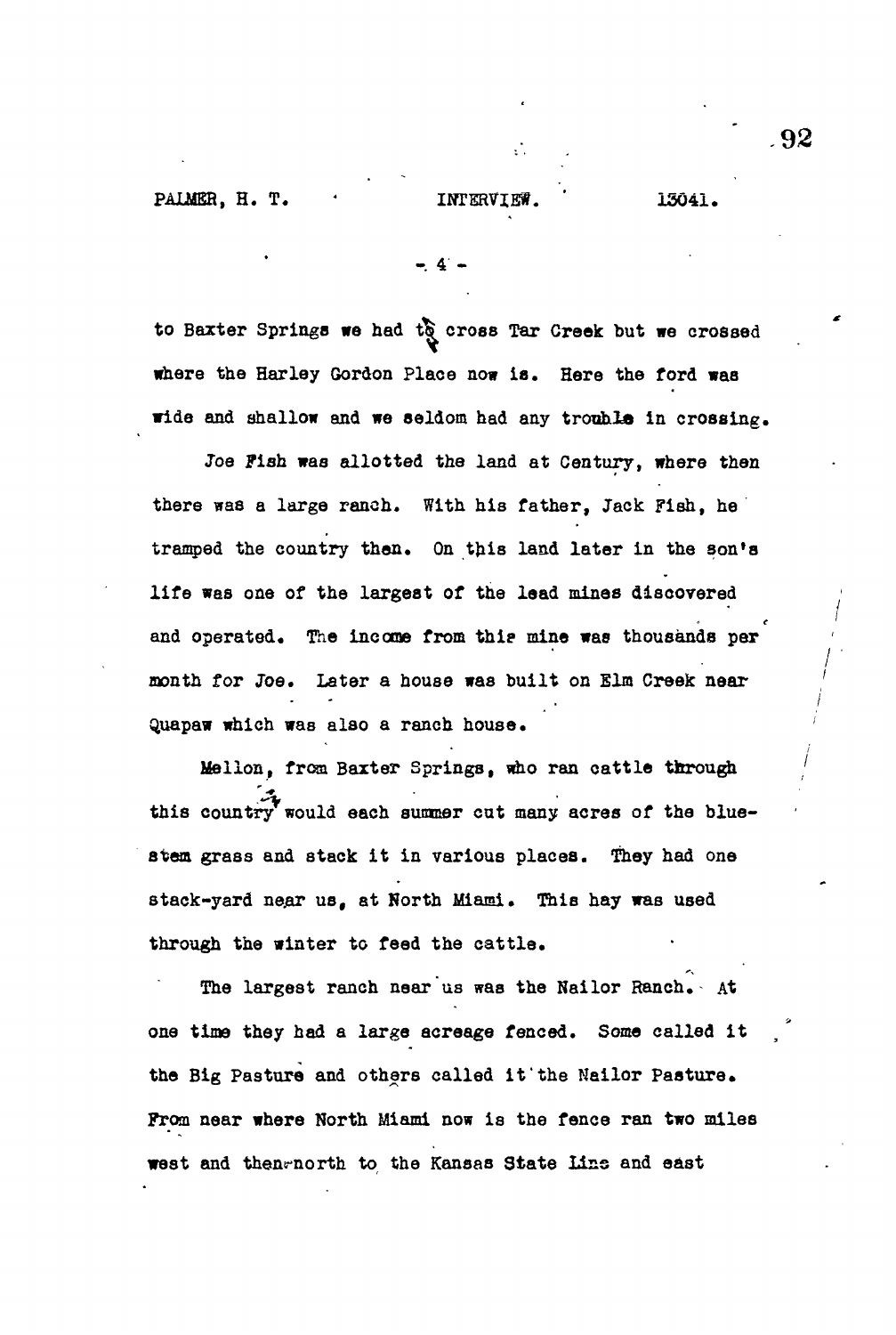to Baxter Springs we had to cross Tar Creek but we crossed where the Harley Gordon Place now is. Here the ford was wide and shallow and we seldom had any trouble in crossing.

Joe Fish was allotted the land at Century, where then there was a large ranch. With his father, Jack Fish, he tramped the country then. On this land later in the son's life was one of the largest of the lead mines discovered and operated. The income from this mine was thousands per month for Joe. Later a house was built on Elm Creek near Quapaw which was also a ranch house.

Mellon, from Baxter Springs, who ran cattle through this country would each summer cut many acres of the blue-stem grass and stack it in various places. They had one stack-yard near us, at North Miami. This hay was used through the winter to feed the cattle.

The largest ranch near us was the Nailor Ranch. At one time they had a large acreage fenced. Some called it the Big Pasture and others called it the Nailor Pasture. From near where North Miami now is the fence ran two miles west and then north to the Kansas State Line and east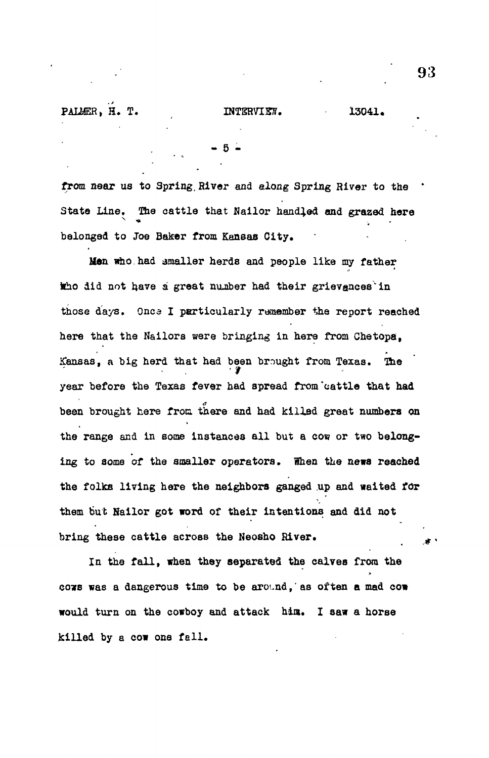from near us to Spring River and along Spring River to the State Line. The cattle that Nailor handled and grazed here belonged to Joe Baker from Kansas City.

Men who had smaller herds and people like my father who did not have a great number had their grievances in those days. Once I particularly remember the report reached here that the Nailors were bringing in here from Chetopa, Kansas, a big herd that had been brought from Texas. The year before the Texas fever had spread from cattle that had been brought here from there and had killed great numbers on the range and in some instances all but a cow or two belonging to some of the smaller operators. When the news reached the folks living here the neighbors ganged up and waited for them but Nailor got word of their intentions and did not bring these cattle across the Neosho River.

In the fall, when they separated the calves from the cows was a dangerous time to be around, as often a mad cow would turn on the cowboy and attack him. I saw a horse killed by a cow one fall.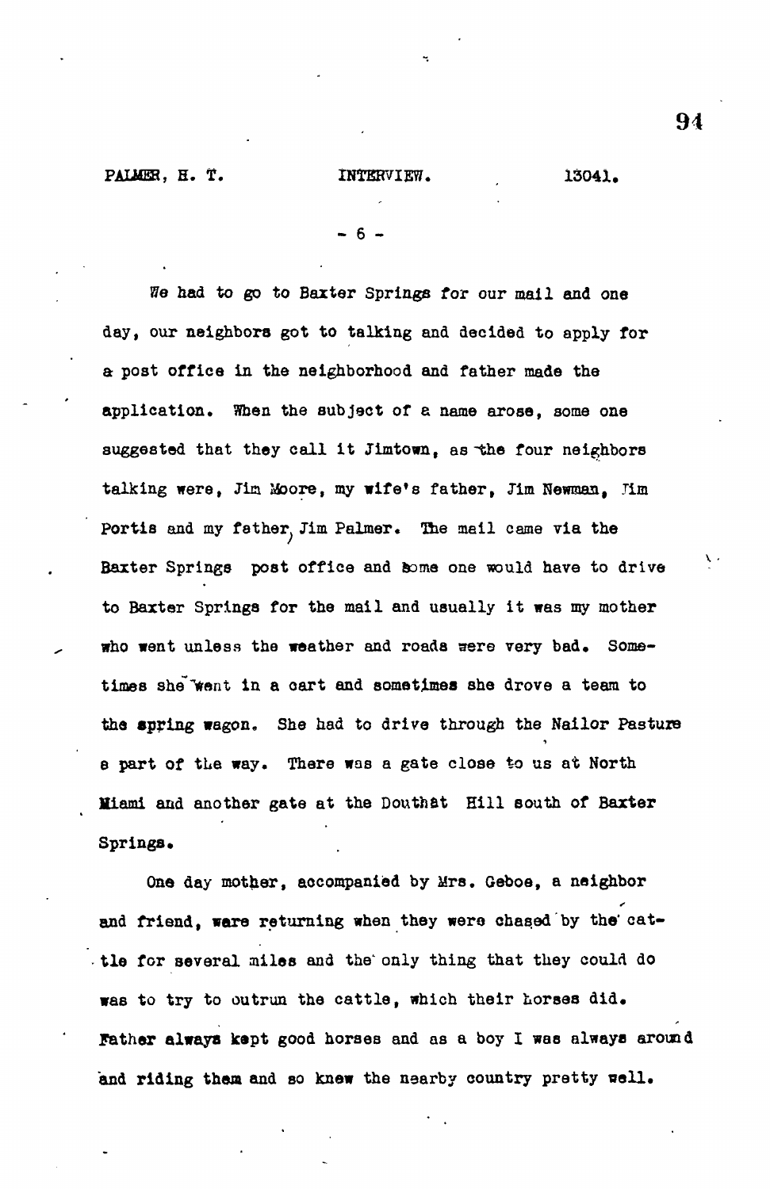We had to go to Baxter Springs for our mail and one day, our neighbors got to talking and decided to apply for a post office in the neighborhood and father made the application. When the subject of a name arose, some one suggested that they call it Jimtown, as the four neighbors talking were, Jim Moore, my wife's father, Jim Newman, Jim Portis and my father, Jim Palmer. The mail came via the Baxter Springs post office and some one would have to drive to Baxter Springs for the mail and usually it was my mother who went unless the weather and roads were very bad. Sometimes she went in a cart and sometimes she drove a team to the spring wagon. She had to drive through the Nailor Pasture a part of the way. There was a gate close to us at North Miami and another gate at the Douthat Hill south of Baxter Springs.

One day mother, accompanied by Mrs. Geboe, a neighbor and friend, were returning when they were chased by the cattle for several miles and the only thing that they could do was to try to outrun the cattle, which their horses did. Father always kept good horses and as a boy I was always around and riding them and so knew the nearby country pretty well.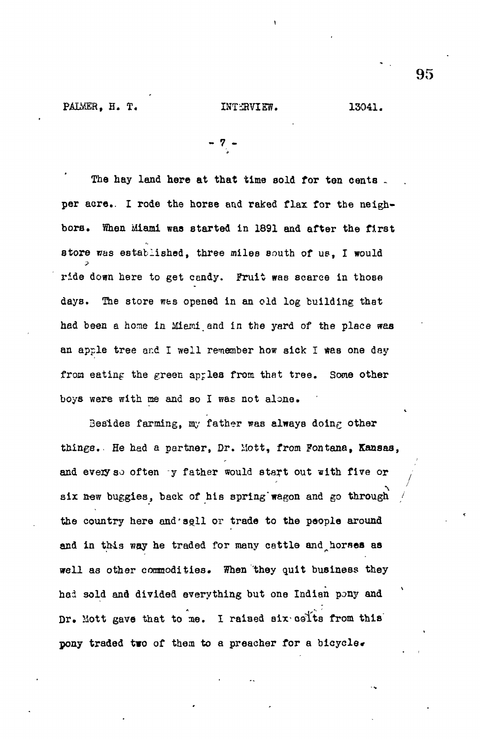The hay land here at that time sold for ten cents per acre. I rode the horse and raked flax for the neighbors. When Miami was started in 1891 and after the first store was established, three miles south of us, I would ride down here to get candy. Fruit was scarce in those days. The store was opened in an old log building that had been a home in Miami and in the yard of the place was an apple tree and I well remember how sick I was one day from eating the green apples from that tree. Some other boys were with me and so I was not alone.

Besides farming, my father was always doing other things. He had a partner, Dr. Mott, from Fontana, Kansas, and every so often my father would start out with five or six new buggies, back of his spring wagon and go through the country here and sell or trade to the people around and in this way he traded for many cattle and horses as well as other commodities. When they quit business they had sold and divided everything but one Indian pony and Dr. Mott gave that to me. I raised six colts from this pony traded two of them to a preacher for a bicycle.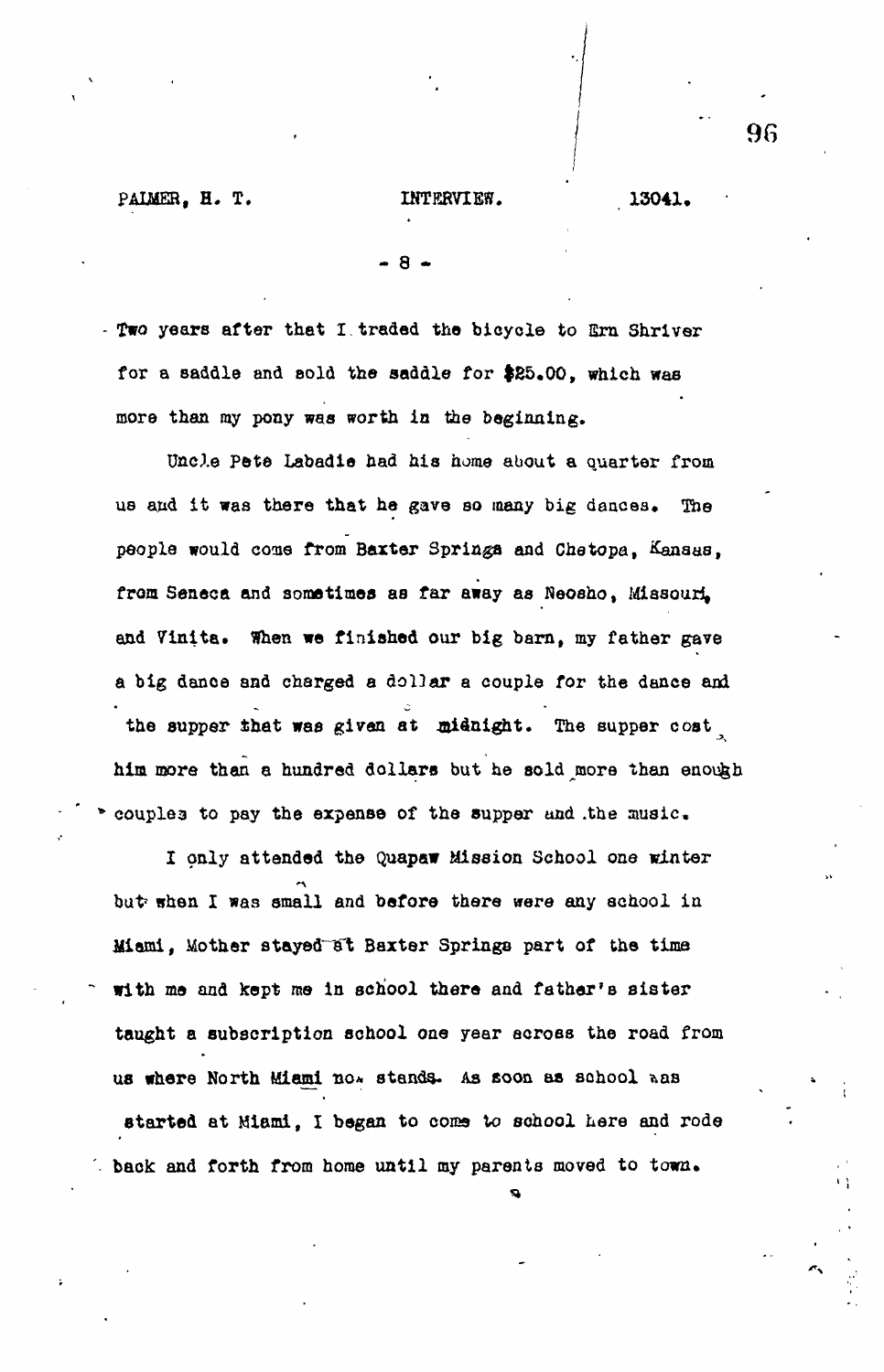Two years after that I traded the bicycle to Ern Shriver for a saddle and sold the saddle for $25.00, which was more than my pony was worth in the beginning.

Uncle Pete Labadie had his home about a quarter from us and it was there that he gave so many big dances. The people would come from Baxter Springs and Chetopa, Kansas, from Seneca and sometimes as far away as Neosho, Missouri, and Vinita. When we finished our big barn, my father gave a big dance and charged a dollar a couple for the dance and the supper that was given at midnight. The supper cost him more than a hundred dollars but he sold more than enough couples to pay the expense of the supper and the music.

I only attended the Quapaw Mission School one winter but when I was small and before there were any school in Miami, Mother stayed at Baxter Springs part of the time with me and kept me in school there and father's sister taught a subscription school one year across the road from us where North Miami now stands. As soon as school was started at Miami, I began to come to school here and rode back and forth from home until my parents moved to town.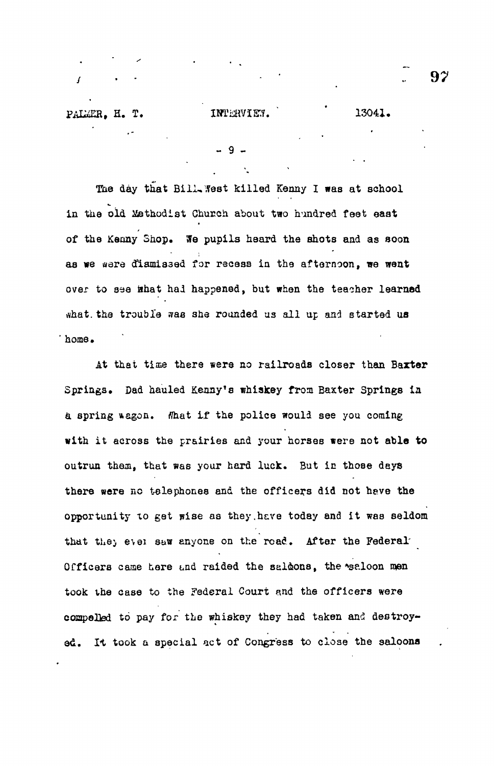The day that Bill West killed Kenny I was at school in the old Methodist Church about two hundred feet east of the Kenny Shop. We pupils heard the shots and as soon as we were dismissed for recess in the afternoon, we went over to see what had happened, but when the teacher learned what the trouble was she rounded us all up and started us home.

At that time there were no railroads closer than Baxter Springs. Dad hauled Kenny's whiskey from Baxter Springs in a spring wagon. What if the police would see you coming with it across the prairies and your horses were not able to outrun them, that was your hard luck. But in those days there were no telephones and the officers did not have the opportunity to get wise as they have today and it was seldom that they ever saw anyone on the road. After the Federal Officers came here and raided the saloons, the saloon men took the case to the Federal Court and the officers were compelled to pay for the whiskey they had taken and destroyed. It took a special act of Congress to close the saloons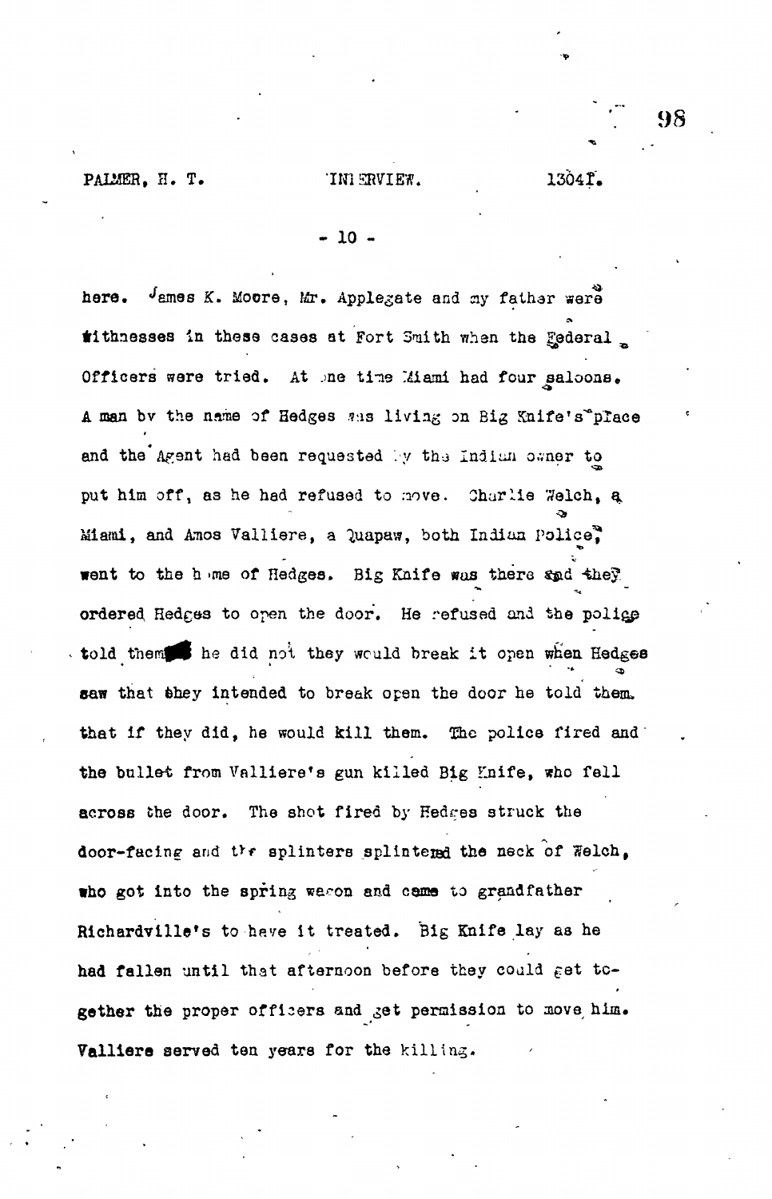here. James K. Moore, Mr. Applegate and my father were withnesses in these cases at Fort Smith when the Federal Officers were tried. At one time Miami had four saloons. A man by the name of Hedges was living on Big Knife's place and the Agent had been requested by the Indian owner to put him off, as he had refused to move. Charlie Welch, a Miami, and Amos Valliere, a Quapaw, both Indian Police, went to the home of Hedges. Big Knife was there and they ordered Hedges to open the door. He refused and the police told them he did not they would break it open when Hedges saw that they intended to break open the door he told them that if they did, he would kill them. The police fired and the bullet from Valliere's gun killed Big Knife, who fell across the door. The shot fired by Hedges struck the door-facing and the splinters splintered the neck of Welch, who got into the spring wagon and came to grandfather Richardville's to have it treated. Big Knife lay as he had fallen until that afternoon before they could get together the proper officers and get permission to move him. Valliere served ten years for the killing.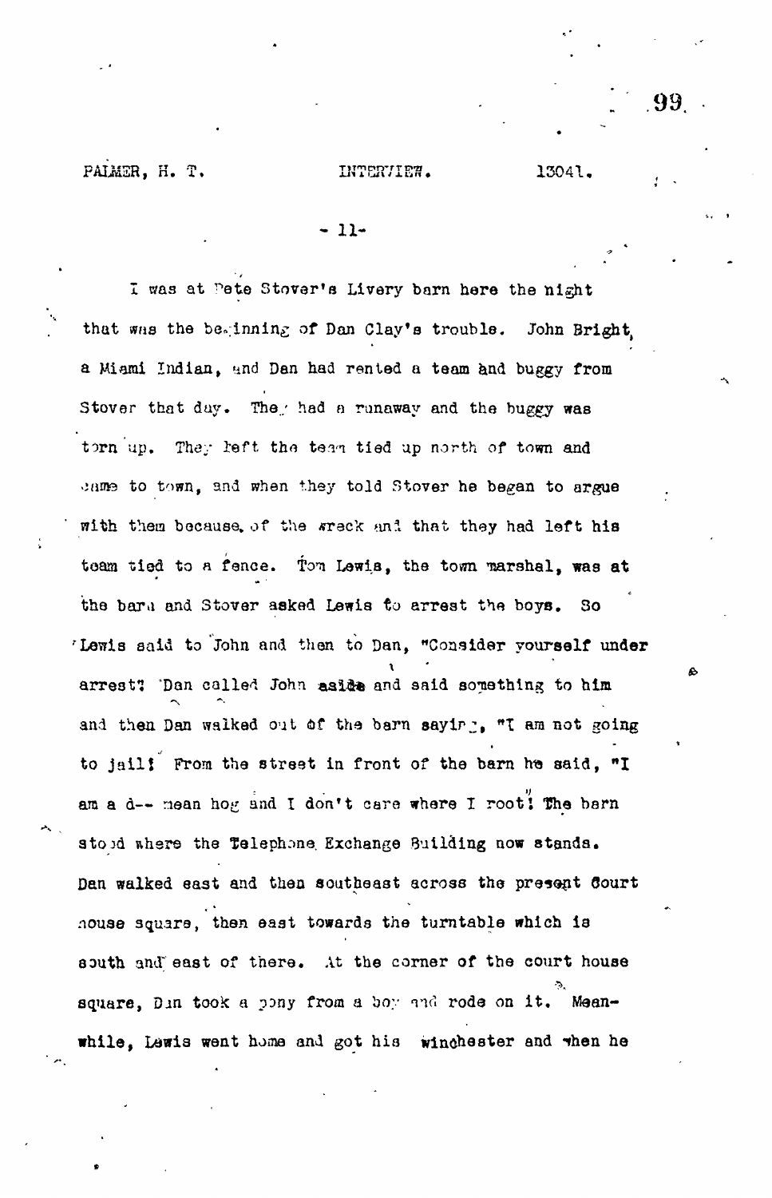I was at Pete Stover's Livery barn here the night that was the beginning of Dan Clay's trouble. John Bright, a Miami Indian, and Dan had rented a team and buggy from Stover that day. They had a runaway and the buggy was torn up. They left the team tied up north of town and came to town, and when they told Stover he began to argue with them because of the wreck and that they had left his team tied to a fence. Tom Lewis, the town marshal, was at the barn and Stover asked Lewis to arrest the boys. So Lewis said to John and then to Dan, "Consider yourself under arrest"! Dan called John aside and said something to him and then Dan walked out of the barn saying, "I am not going to jail! From the street in front of the barn he said, "I am a d-- mean hog and I don't care where I root!" The barn stood where the Telephone Exchange Building now stands. Dan walked east and then southeast across the present Court house square, then east towards the turntable which is south and east of there. At the corner of the court house square, Dan took a pony from a boy and rode on it. Meanwhile, Lewis went home and got his winchester and when he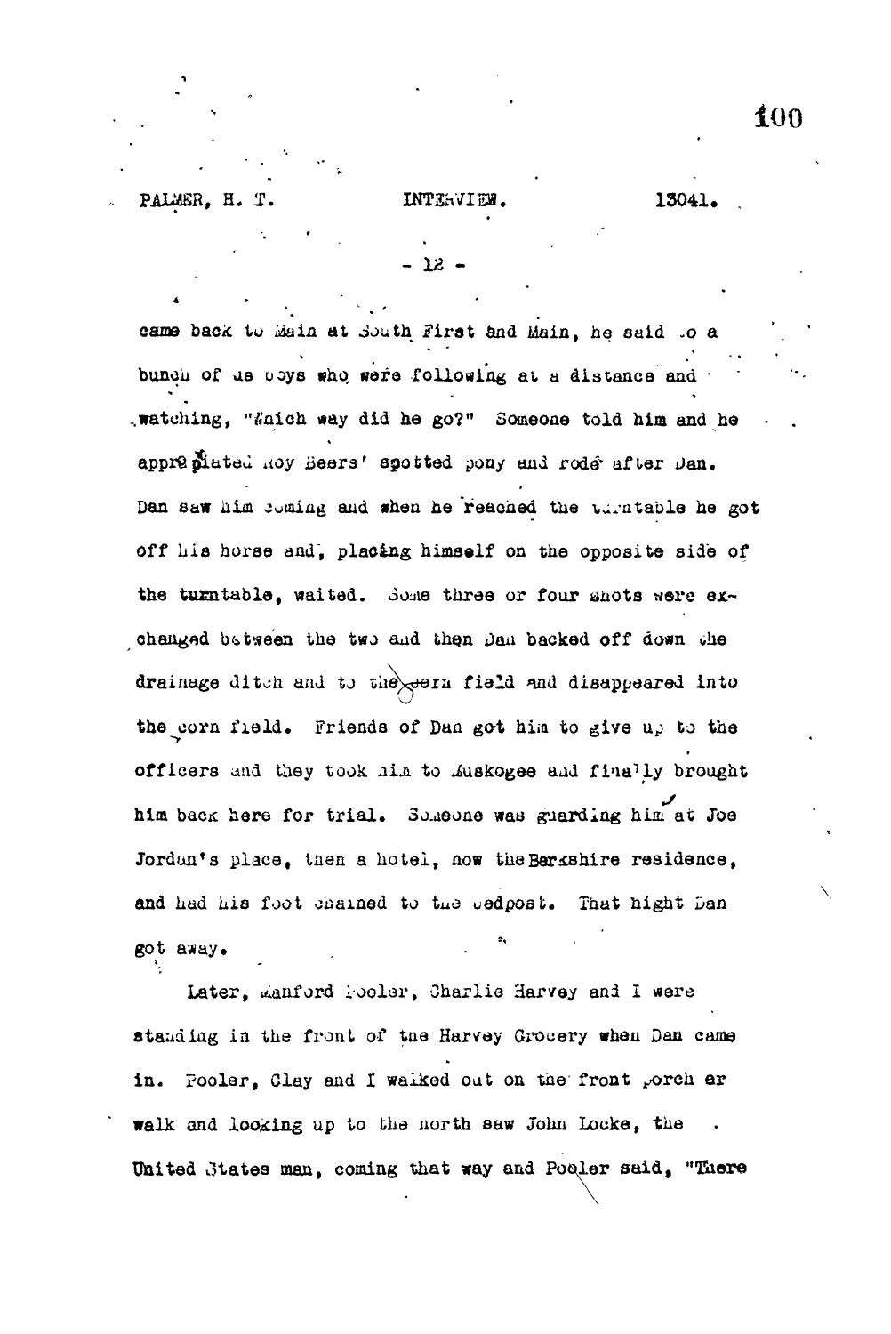came back to Main at South First and Main, he said to a bunch of us boys who were following at a distance and watching, "Which way did he go?" Someone told him and he appropriated Roy Beers' spotted pony and rode after Dan. Dan saw him coming and when he reached the turntable he got off his horse and, placing himself on the opposite side of the turntable, waited. Some three or four shots were exchanged between the two and then Dan backed off down the drainage ditch and to the corn field and disappeared into the corn field. Friends of Dan got him to give up to the officers and they took him to Muskogee and finally brought him back here for trial. Someone was guarding him at Joe Jordan's place, then a hotel, now the Berkshire residence, and had his foot chained to the bedpost. That night Dan got away.

Later, Manford Pooler, Charlie Harvey and I were standing in the front of the Harvey Grocery when Dan came in. Pooler, Clay and I walked out on the front porch or walk and looking up to the north saw John Locke, the United States man, coming that way and Pooler said, "There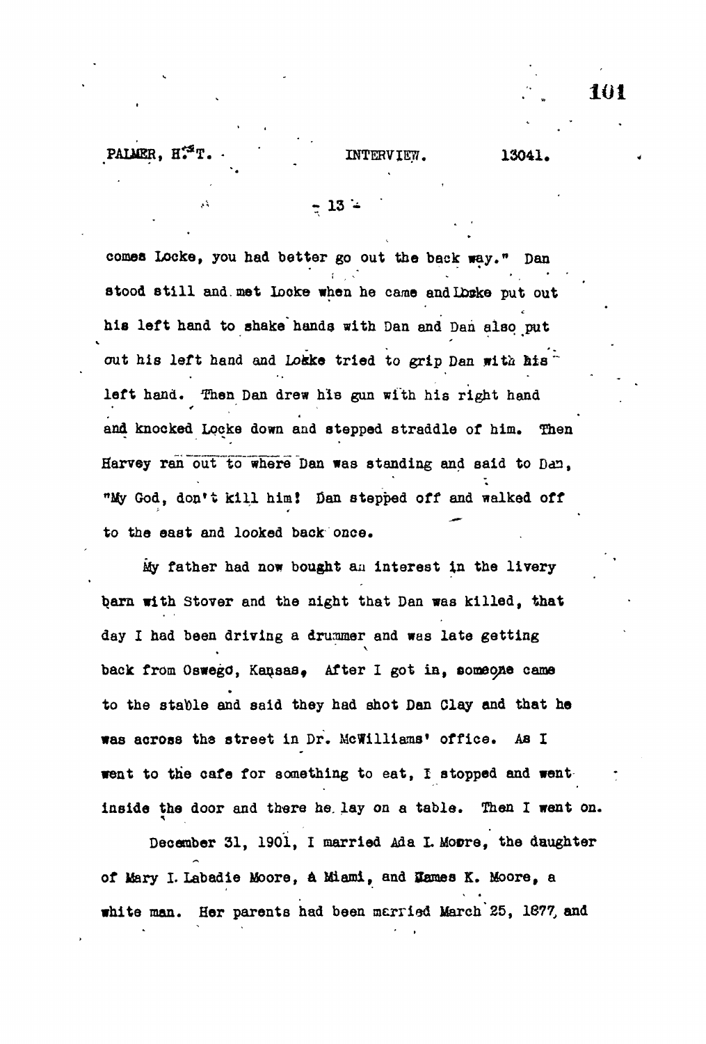comes Locke, you had better go out the back way." Dan stood still and met Locke when he came and Locke put out his left hand to shake hands with Dan and Dan also put out his left hand and Locke tried to grip Dan with his left hand. Then Dan drew his gun with his right hand and knocked Locke down and stepped straddle of him. Then Harvey ran out to where Dan was standing and said to Dan, "My God, don't kill him! Dan stepped off and walked off to the east and looked back once.

My father had now bought an interest in the livery barn with Stover and the night that Dan was killed, that day I had been driving a drummer and was late getting back from Oswego, Kansas. After I got in, someone came to the stable and said they had shot Dan Clay and that he was across the street in Dr. McWilliams' office. As I went to the cafe for something to eat, I stopped and went inside the door and there he lay on a table. Then I went on.

December 31, 1901, I married Ada I. Moore, the daughter of Mary I. Labadie Moore, a Miami, and James K. Moore, a white man. Her parents had been married March 25, 1877, and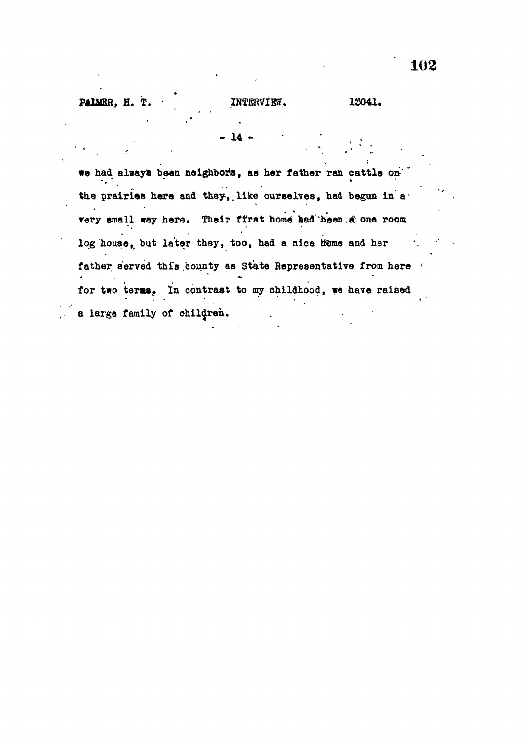we had always been neighbors, as her father ran cattle on the prairies here and they, like ourselves, had begun in a very small way here. Their first home had been a one room log house, but later they, too, had a nice home and her father served this county as State Representative from here for two terms. In contrast to my childhood, we have raised a large family of children.